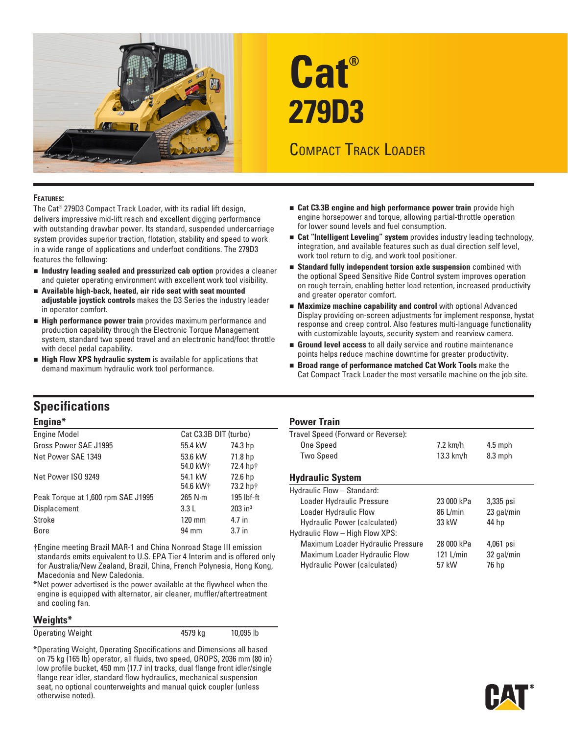# Cat® 279D3

## Compact Track Loader

### Features:

The Cat® 279D3 Compact Track Loader, with its radial lift design, delivers impressive mid-lift reach and excellent digging performance with outstanding drawbar power. Its standard, suspended undercarriage system provides superior traction, flotation, stability and speed to work in a wide range of applications and underfoot conditions. The 279D3 features the following:

- **Industry leading sealed and pressurized cab option** provides a cleaner and quieter operating environment with excellent work tool visibility.
- **Available high-back, heated, air ride seat with seat mounted adjustable joystick controls** makes the D3 Series the industry leader in operator comfort.
- **High performance power train** provides maximum performance and production capability through the Electronic Torque Management system, standard two speed travel and an electronic hand/foot throttle with decel pedal capability.
- **High Flow XPS hydraulic system** is available for applications that demand maximum hydraulic work tool performance.
- **Cat C3.3B engine and high performance power train** provide high engine horsepower and torque, allowing partial-throttle operation for lower sound levels and fuel consumption.
- **Cat "Intelligent Leveling" system** provides industry leading technology, integration, and available features such as dual direction self level, work tool return to dig, and work tool positioner.
- **Standard fully independent torsion axle suspension** combined with the optional Speed Sensitive Ride Control system improves operation on rough terrain, enabling better load retention, increased productivity and greater operator comfort.
- **Maximize machine capability and control** with optional Advanced Display providing on-screen adjustments for implement response, hystat response and creep control. Also features multi-language functionality with customizable layouts, security system and rearview camera.
- **Ground level access** to all daily service and routine maintenance points helps reduce machine downtime for greater productivity.
- **Broad range of performance matched Cat Work Tools** make the Cat Compact Track Loader the most versatile machine on the job site.

## Specifications

### Engine*

| | | |
|---|---|---|
| Engine Model | Cat C3.3B DIT (turbo) | |
| Gross Power SAE J1995 | 55.4 kW | 74.3 hp |
| Net Power SAE 1349 | 53.6 kW<br>54.0 kW† | 71.8 hp<br>72.4 hp† |
| Net Power ISO 9249 | 54.1 kW<br>54.6 kW† | 72.6 hp<br>73.2 hp† |
| Peak Torque at 1,600 rpm SAE J1995 | 265 N·m | 195 lbf-ft |
| Displacement | 3.3 L | 203 in³ |
| Stroke | 120 mm | 4.7 in |
| Bore | 94 mm | 3.7 in |

†Engine meeting Brazil MAR-1 and China Nonroad Stage III emission standards emits equivalent to U.S. EPA Tier 4 Interim and is offered only for Australia/New Zealand, Brazil, China, French Polynesia, Hong Kong, Macedonia and New Caledonia.

*Net power advertised is the power available at the flywheel when the engine is equipped with alternator, air cleaner, muffler/aftertreatment and cooling fan.

### Weights*

| | | |
|---|---|---|
| Operating Weight | 4579 kg | 10,095 lb |

*Operating Weight, Operating Specifications and Dimensions all based on 75 kg (165 lb) operator, all fluids, two speed, OROPS, 2036 mm (80 in) low profile bucket, 450 mm (17.7 in) tracks, dual flange front idler/single flange rear idler, standard flow hydraulics, mechanical suspension seat, no optional counterweights and manual quick coupler (unless otherwise noted).

### Power Train

| | | |
|---|---|---|
| Travel Speed (Forward or Reverse): | | |
| One Speed | 7.2 km/h | 4.5 mph |
| Two Speed | 13.3 km/h | 8.3 mph |

### Hydraulic System

| | | |
|---|---|---|
| Hydraulic Flow – Standard: | | |
| Loader Hydraulic Pressure | 23 000 kPa | 3,335 psi |
| Loader Hydraulic Flow | 86 L/min | 23 gal/min |
| Hydraulic Power (calculated) | 33 kW | 44 hp |
| Hydraulic Flow – High Flow XPS: | | |
| Maximum Loader Hydraulic Pressure | 28 000 kPa | 4,061 psi |
| Maximum Loader Hydraulic Flow | 121 L/min | 32 gal/min |
| Hydraulic Power (calculated) | 57 kW | 76 hp |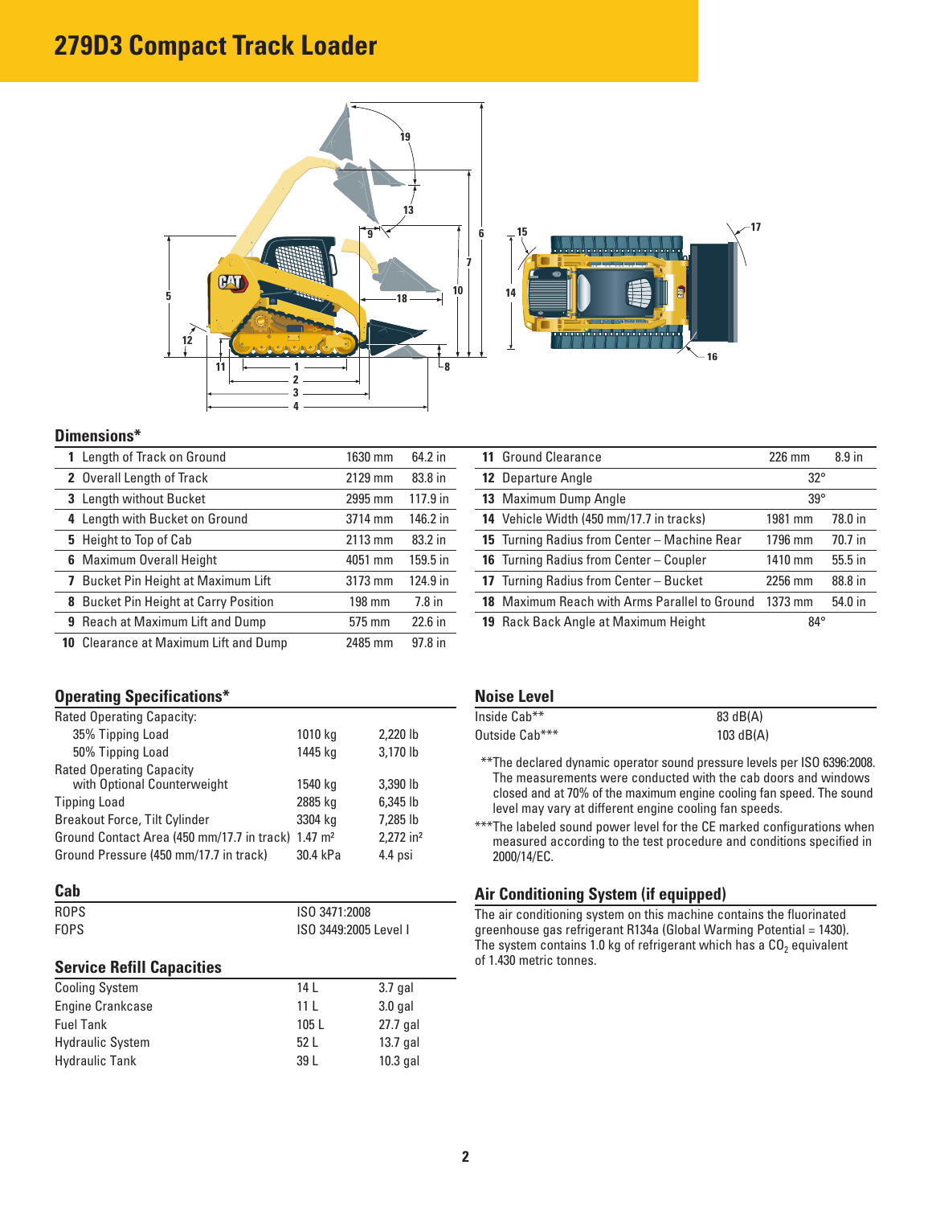# 279D3 Compact Track Loader

## Dimensions*

| | | | |
|---|---|---|---|
| **1** Length of Track on Ground | 1630 mm | 64.2 in |
| **2** Overall Length of Track | 2129 mm | 83.8 in |
| **3** Length without Bucket | 2995 mm | 117.9 in |
| **4** Length with Bucket on Ground | 3714 mm | 146.2 in |
| **5** Height to Top of Cab | 2113 mm | 83.2 in |
| **6** Maximum Overall Height | 4051 mm | 159.5 in |
| **7** Bucket Pin Height at Maximum Lift | 3173 mm | 124.9 in |
| **8** Bucket Pin Height at Carry Position | 198 mm | 7.8 in |
| **9** Reach at Maximum Lift and Dump | 575 mm | 22.6 in |
| **10** Clearance at Maximum Lift and Dump | 2485 mm | 97.8 in |
| **11** Ground Clearance | 226 mm | 8.9 in |
| **12** Departure Angle | 32° | |
| **13** Maximum Dump Angle | 39° | |
| **14** Vehicle Width (450 mm/17.7 in tracks) | 1981 mm | 78.0 in |
| **15** Turning Radius from Center – Machine Rear | 1796 mm | 70.7 in |
| **16** Turning Radius from Center – Coupler | 1410 mm | 55.5 in |
| **17** Turning Radius from Center – Bucket | 2256 mm | 88.8 in |
| **18** Maximum Reach with Arms Parallel to Ground | 1373 mm | 54.0 in |
| **19** Rack Back Angle at Maximum Height | 84° | |

## Operating Specifications*

| | | |
|---|---|---|
| Rated Operating Capacity: | | |
| 35% Tipping Load | 1010 kg | 2,220 lb |
| 50% Tipping Load | 1445 kg | 3,170 lb |
| Rated Operating Capacity with Optional Counterweight | 1540 kg | 3,390 lb |
| Tipping Load | 2885 kg | 6,345 lb |
| Breakout Force, Tilt Cylinder | 3304 kg | 7,285 lb |
| Ground Contact Area (450 mm/17.7 in track) | 1.47 $m^2$ | 2,272 $in^2$ |
| Ground Pressure (450 mm/17.7 in track) | 30.4 kPa | 4.4 psi |

## Cab

| | |
|---|---|
| ROPS | ISO 3471:2008 |
| FOPS | ISO 3449:2005 Level I |

## Service Refill Capacities

| | | |
|---|---|---|
| Cooling System | 14 L | 3.7 gal |
| Engine Crankcase | 11 L | 3.0 gal |
| Fuel Tank | 105 L | 27.7 gal |
| Hydraulic System | 52 L | 13.7 gal |
| Hydraulic Tank | 39 L | 10.3 gal |

## Noise Level

| | |
|---|---|
| Inside Cab** | 83 dB(A) |
| Outside Cab*** | 103 dB(A) |

**The declared dynamic operator sound pressure levels per ISO 6396:2008. The measurements were conducted with the cab doors and windows closed and at 70% of the maximum engine cooling fan speed. The sound level may vary at different engine cooling fan speeds.

***The labeled sound power level for the CE marked configurations when measured according to the test procedure and conditions specified in 2000/14/EC.

## Air Conditioning System (if equipped)

The air conditioning system on this machine contains the fluorinated greenhouse gas refrigerant R134a (Global Warming Potential = 1430). The system contains 1.0 kg of refrigerant which has a $CO_2$ equivalent of 1.430 metric tonnes.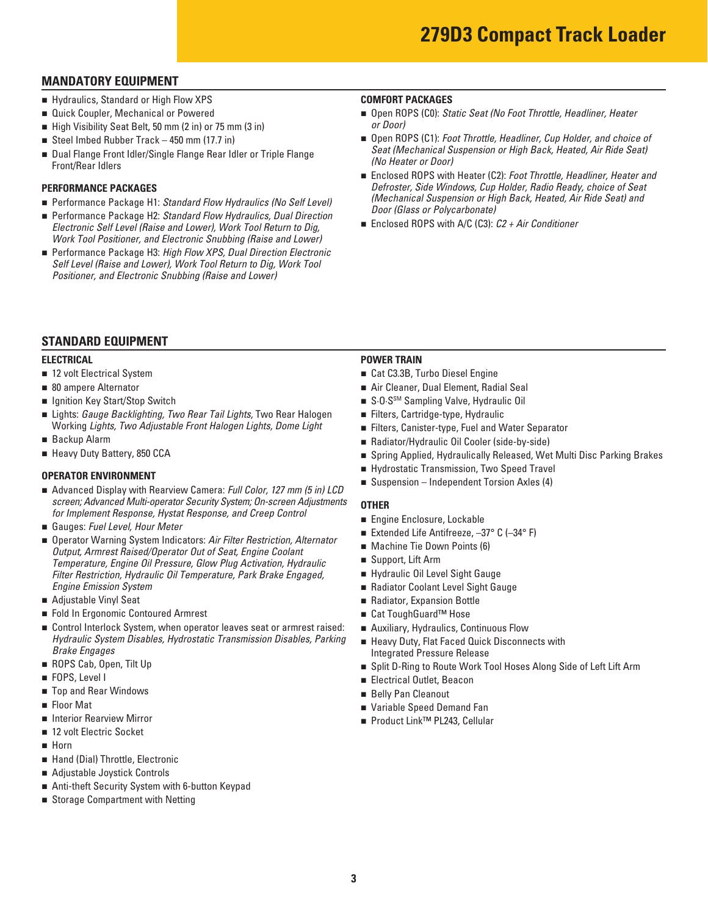# 279D3 Compact Track Loader

## MANDATORY EQUIPMENT

- Hydraulics, Standard or High Flow XPS
- Quick Coupler, Mechanical or Powered
- High Visibility Seat Belt, 50 mm (2 in) or 75 mm (3 in)
- Steel Imbed Rubber Track – 450 mm (17.7 in)
- Dual Flange Front Idler/Single Flange Rear Idler or Triple Flange Front/Rear Idlers

### PERFORMANCE PACKAGES

- Performance Package H1: *Standard Flow Hydraulics (No Self Level)*
- Performance Package H2: *Standard Flow Hydraulics, Dual Direction Electronic Self Level (Raise and Lower), Work Tool Return to Dig, Work Tool Positioner, and Electronic Snubbing (Raise and Lower)*
- Performance Package H3: *High Flow XPS, Dual Direction Electronic Self Level (Raise and Lower), Work Tool Return to Dig, Work Tool Positioner, and Electronic Snubbing (Raise and Lower)*

### COMFORT PACKAGES

- Open ROPS (C0): *Static Seat (No Foot Throttle, Headliner, Heater or Door)*
- Open ROPS (C1): *Foot Throttle, Headliner, Cup Holder, and choice of Seat (Mechanical Suspension or High Back, Heated, Air Ride Seat) (No Heater or Door)*
- Enclosed ROPS with Heater (C2): *Foot Throttle, Headliner, Heater and Defroster, Side Windows, Cup Holder, Radio Ready, choice of Seat (Mechanical Suspension or High Back, Heated, Air Ride Seat) and Door (Glass or Polycarbonate)*
- Enclosed ROPS with A/C (C3): *C2 + Air Conditioner*

## STANDARD EQUIPMENT

### ELECTRICAL

- 12 volt Electrical System
- 80 ampere Alternator
- Ignition Key Start/Stop Switch
- Lights: *Gauge Backlighting, Two Rear Tail Lights,* Two Rear Halogen Working *Lights, Two Adjustable Front Halogen Lights, Dome Light*
- Backup Alarm
- Heavy Duty Battery, 850 CCA

### OPERATOR ENVIRONMENT

- Advanced Display with Rearview Camera: *Full Color, 127 mm (5 in) LCD screen; Advanced Multi-operator Security System; On-screen Adjustments for Implement Response, Hystat Response, and Creep Control*
- Gauges: *Fuel Level, Hour Meter*
- Operator Warning System Indicators: *Air Filter Restriction, Alternator Output, Armrest Raised/Operator Out of Seat, Engine Coolant Temperature, Engine Oil Pressure, Glow Plug Activation, Hydraulic Filter Restriction, Hydraulic Oil Temperature, Park Brake Engaged, Engine Emission System*
- Adjustable Vinyl Seat
- Fold In Ergonomic Contoured Armrest
- Control Interlock System, when operator leaves seat or armrest raised: *Hydraulic System Disables, Hydrostatic Transmission Disables, Parking Brake Engages*
- ROPS Cab, Open, Tilt Up
- FOPS, Level I
- Top and Rear Windows
- Floor Mat
- Interior Rearview Mirror
- 12 volt Electric Socket
- Horn
- Hand (Dial) Throttle, Electronic
- Adjustable Joystick Controls
- Anti-theft Security System with 6-button Keypad
- Storage Compartment with Netting

### POWER TRAIN

- Cat C3.3B, Turbo Diesel Engine
- Air Cleaner, Dual Element, Radial Seal
- S·O·S℠ Sampling Valve, Hydraulic Oil
- Filters, Cartridge-type, Hydraulic
- Filters, Canister-type, Fuel and Water Separator
- Radiator/Hydraulic Oil Cooler (side-by-side)
- Spring Applied, Hydraulically Released, Wet Multi Disc Parking Brakes
- Hydrostatic Transmission, Two Speed Travel
- Suspension – Independent Torsion Axles (4)

### OTHER

- Engine Enclosure, Lockable
- Extended Life Antifreeze, –37° C (–34° F)
- Machine Tie Down Points (6)
- Support, Lift Arm
- Hydraulic Oil Level Sight Gauge
- Radiator Coolant Level Sight Gauge
- Radiator, Expansion Bottle
- Cat ToughGuard™ Hose
- Auxiliary, Hydraulics, Continuous Flow
- Heavy Duty, Flat Faced Quick Disconnects with Integrated Pressure Release
- Split D-Ring to Route Work Tool Hoses Along Side of Left Lift Arm
- Electrical Outlet, Beacon
- Belly Pan Cleanout
- Variable Speed Demand Fan
- Product Link™ PL243, Cellular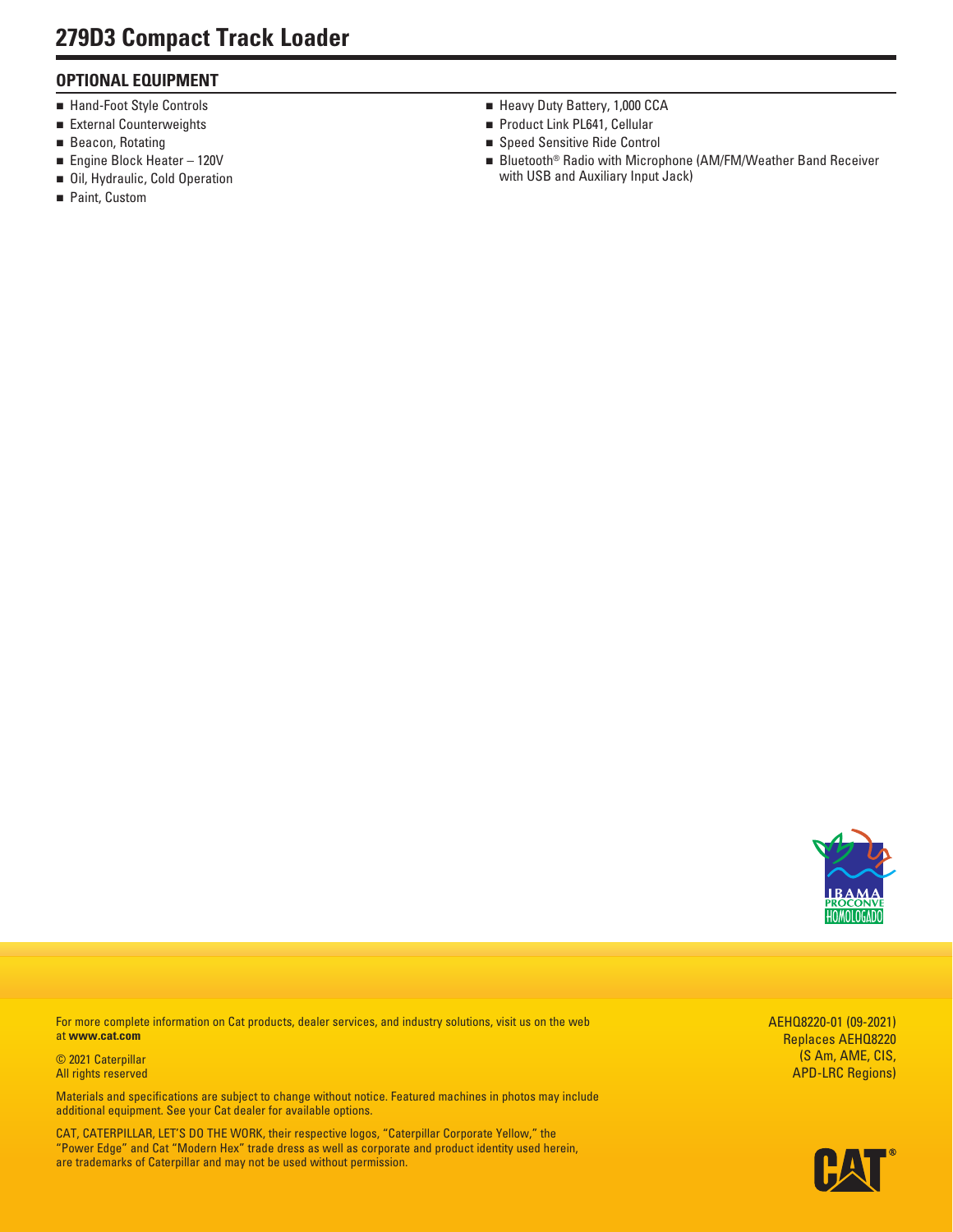# 279D3 Compact Track Loader

## OPTIONAL EQUIPMENT

- Hand-Foot Style Controls
- External Counterweights
- Beacon, Rotating
- Engine Block Heater – 120V
- Oil, Hydraulic, Cold Operation
- Paint, Custom
- Heavy Duty Battery, 1,000 CCA
- Product Link PL641, Cellular
- Speed Sensitive Ride Control
- Bluetooth® Radio with Microphone (AM/FM/Weather Band Receiver with USB and Auxiliary Input Jack)

IBAMA
PROCONVE
HOMOLOGADO

For more complete information on Cat products, dealer services, and industry solutions, visit us on the web at **www.cat.com**

© 2021 Caterpillar
All rights reserved

Materials and specifications are subject to change without notice. Featured machines in photos may include additional equipment. See your Cat dealer for available options.

CAT, CATERPILLAR, LET'S DO THE WORK, their respective logos, "Caterpillar Corporate Yellow," the "Power Edge" and Cat "Modern Hex" trade dress as well as corporate and product identity used herein, are trademarks of Caterpillar and may not be used without permission.

AEHQ8220-01 (09-2021)
Replaces AEHQ8220
(S Am, AME, CIS,
APD-LRC Regions)

CAT®